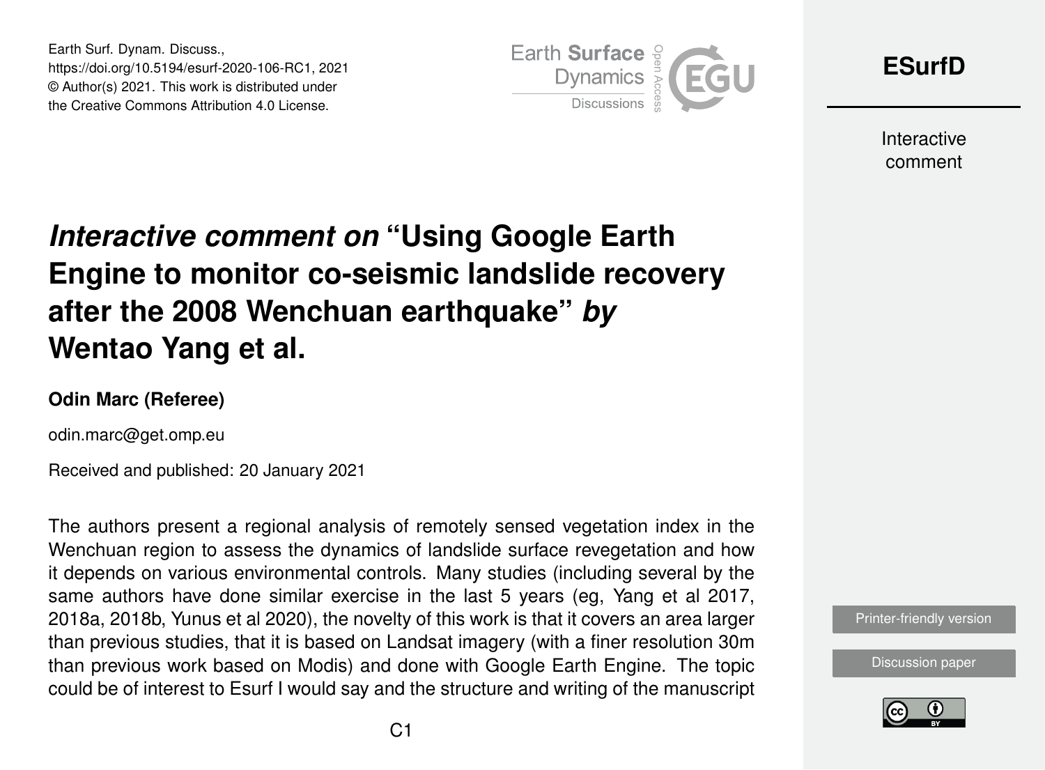# *Interactive comment on* "Using Google Earth Engine to monitor co-seismic landslide recovery after the 2008 Wenchuan earthquake" *by* Wentao Yang et al.

**Odin Marc (Referee)**

odin.marc@get.omp.eu

Received and published: 20 January 2021

The authors present a regional analysis of remotely sensed vegetation index in the Wenchuan region to assess the dynamics of landslide surface revegetation and how it depends on various environmental controls. Many studies (including several by the same authors have done similar exercise in the last 5 years (eg, Yang et al 2017, 2018a, 2018b, Yunus et al 2020), the novelty of this work is that it covers an area larger than previous studies, that it is based on Landsat imagery (with a finer resolution 30m than previous work based on Modis) and done with Google Earth Engine. The topic could be of interest to Esurf I would say and the structure and writing of the manuscript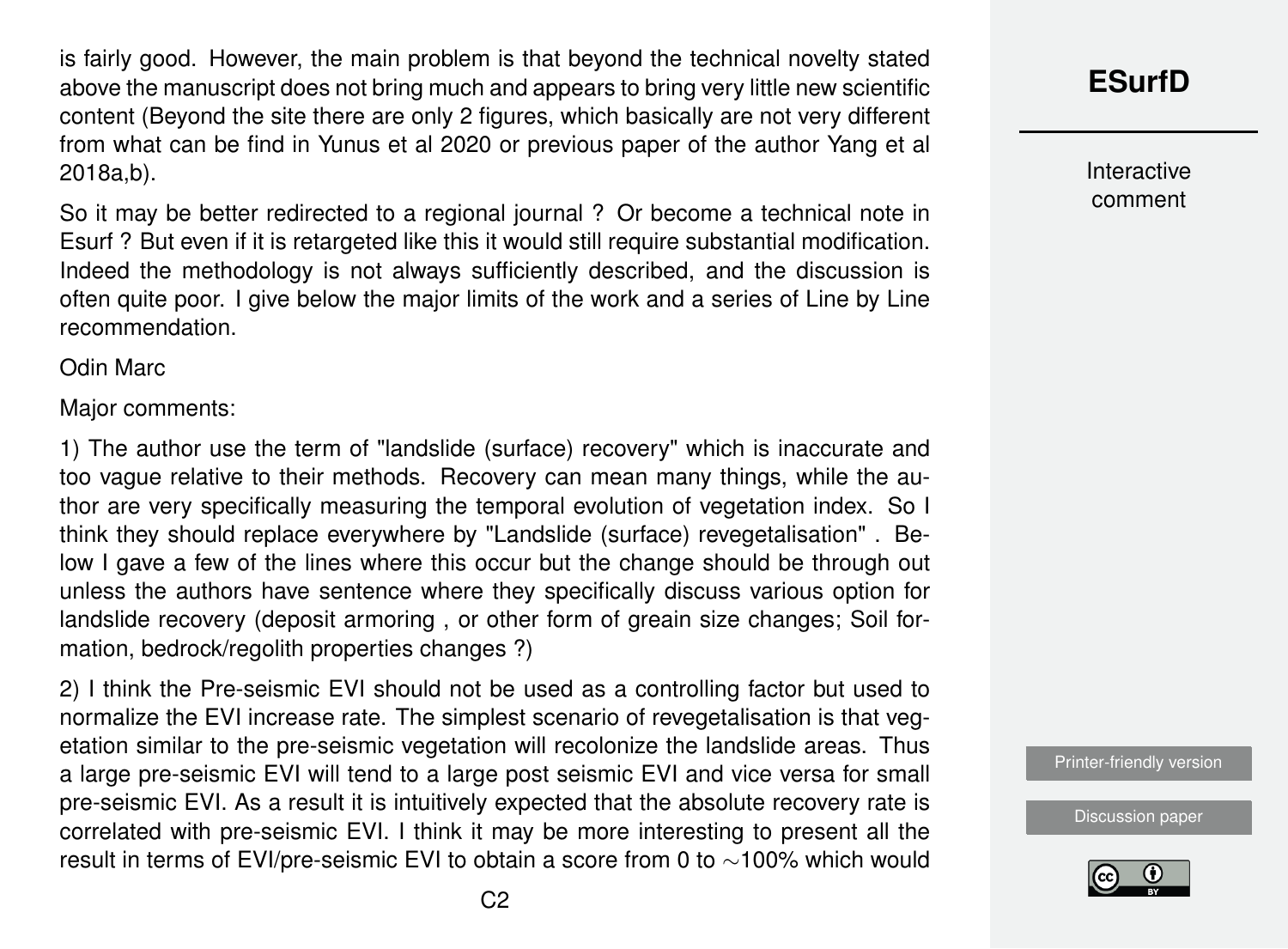is fairly good. However, the main problem is that beyond the technical novelty stated above the manuscript does not bring much and appears to bring very little new scientific content (Beyond the site there are only 2 figures, which basically are not very different from what can be find in Yunus et al 2020 or previous paper of the author Yang et al 2018a,b).

So it may be better redirected to a regional journal ? Or become a technical note in Esurf ? But even if it is retargeted like this it would still require substantial modification. Indeed the methodology is not always sufficiently described, and the discussion is often quite poor. I give below the major limits of the work and a series of Line by Line recommendation.

Odin Marc

Major comments:

1) The author use the term of "landslide (surface) recovery" which is inaccurate and too vague relative to their methods. Recovery can mean many things, while the author are very specifically measuring the temporal evolution of vegetation index. So I think they should replace everywhere by "Landslide (surface) revegetalisation" . Below I gave a few of the lines where this occur but the change should be through out unless the authors have sentence where they specifically discuss various option for landslide recovery (deposit armoring , or other form of greain size changes; Soil formation, bedrock/regolith properties changes ?)

2) I think the Pre-seismic EVI should not be used as a controlling factor but used to normalize the EVI increase rate. The simplest scenario of revegetalisation is that vegetation similar to the pre-seismic vegetation will recolonize the landslide areas. Thus a large pre-seismic EVI will tend to a large post seismic EVI and vice versa for small pre-seismic EVI. As a result it is intuitively expected that the absolute recovery rate is correlated with pre-seismic EVI. I think it may be more interesting to present all the result in terms of EVI/pre-seismic EVI to obtain a score from 0 to ∼100% which would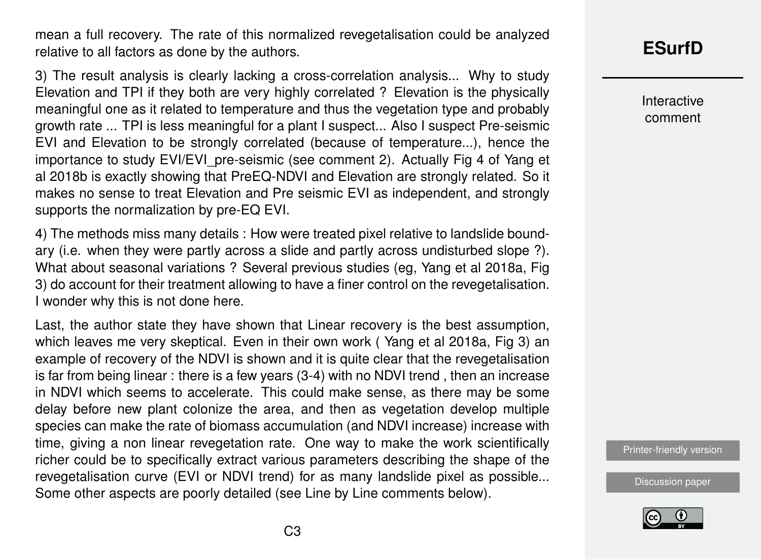mean a full recovery. The rate of this normalized revegetalisation could be analyzed relative to all factors as done by the authors.

3) The result analysis is clearly lacking a cross-correlation analysis... Why to study Elevation and TPI if they both are very highly correlated ? Elevation is the physically meaningful one as it related to temperature and thus the vegetation type and probably growth rate ... TPI is less meaningful for a plant I suspect... Also I suspect Pre-seismic EVI and Elevation to be strongly correlated (because of temperature...), hence the importance to study EVI/EVI_pre-seismic (see comment 2). Actually Fig 4 of Yang et al 2018b is exactly showing that PreEQ-NDVI and Elevation are strongly related. So it makes no sense to treat Elevation and Pre seismic EVI as independent, and strongly supports the normalization by pre-EQ EVI.

4) The methods miss many details : How were treated pixel relative to landslide boundary (i.e. when they were partly across a slide and partly across undisturbed slope ?). What about seasonal variations ? Several previous studies (eg, Yang et al 2018a, Fig 3) do account for their treatment allowing to have a finer control on the revegetalisation. I wonder why this is not done here.

Last, the author state they have shown that Linear recovery is the best assumption, which leaves me very skeptical. Even in their own work ( Yang et al 2018a, Fig 3) an example of recovery of the NDVI is shown and it is quite clear that the revegetalisation is far from being linear : there is a few years (3-4) with no NDVI trend , then an increase in NDVI which seems to accelerate. This could make sense, as there may be some delay before new plant colonize the area, and then as vegetation develop multiple species can make the rate of biomass accumulation (and NDVI increase) increase with time, giving a non linear revegetation rate. One way to make the work scientifically richer could be to specifically extract various parameters describing the shape of the revegetalisation curve (EVI or NDVI trend) for as many landslide pixel as possible... Some other aspects are poorly detailed (see Line by Line comments below).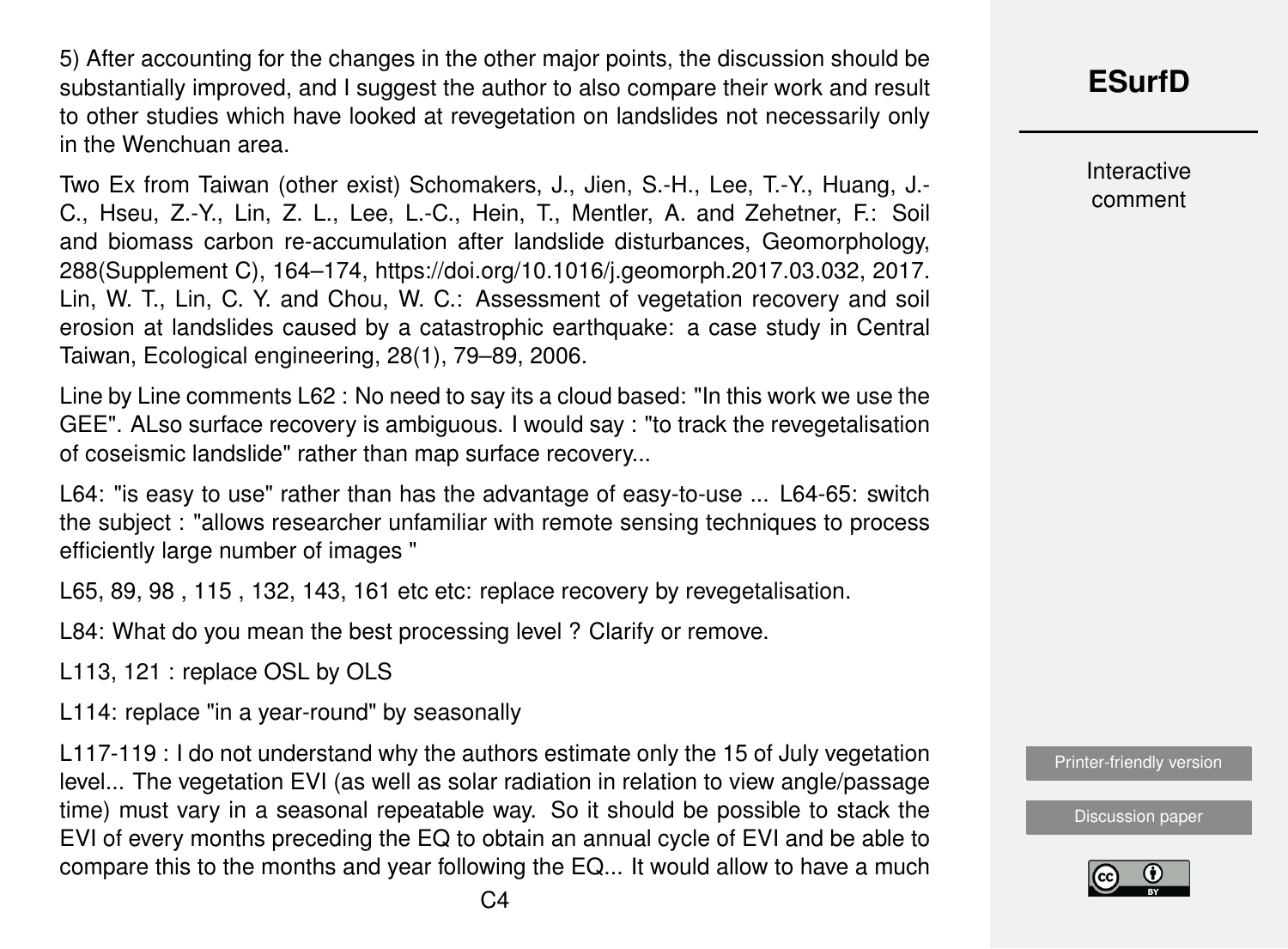5) After accounting for the changes in the other major points, the discussion should be substantially improved, and I suggest the author to also compare their work and result to other studies which have looked at revegetation on landslides not necessarily only in the Wenchuan area.

Two Ex from Taiwan (other exist) Schomakers, J., Jien, S.-H., Lee, T.-Y., Huang, J.-C., Hseu, Z.-Y., Lin, Z. L., Lee, L.-C., Hein, T., Mentler, A. and Zehetner, F.: Soil and biomass carbon re-accumulation after landslide disturbances, Geomorphology, 288(Supplement C), 164–174, https://doi.org/10.1016/j.geomorph.2017.03.032, 2017. Lin, W. T., Lin, C. Y. and Chou, W. C.: Assessment of vegetation recovery and soil erosion at landslides caused by a catastrophic earthquake: a case study in Central Taiwan, Ecological engineering, 28(1), 79–89, 2006.

Line by Line comments L62 : No need to say its a cloud based: "In this work we use the GEE". ALso surface recovery is ambiguous. I would say : "to track the revegetalisation of coseismic landslide" rather than map surface recovery...

L64: "is easy to use" rather than has the advantage of easy-to-use ... L64-65: switch the subject : "allows researcher unfamiliar with remote sensing techniques to process efficiently large number of images "

L65, 89, 98 , 115 , 132, 143, 161 etc etc: replace recovery by revegetalisation.

L84: What do you mean the best processing level ? Clarify or remove.

L113, 121 : replace OSL by OLS

L114: replace "in a year-round" by seasonally

L117-119 : I do not understand why the authors estimate only the 15 of July vegetation level... The vegetation EVI (as well as solar radiation in relation to view angle/passage time) must vary in a seasonal repeatable way. So it should be possible to stack the EVI of every months preceding the EQ to obtain an annual cycle of EVI and be able to compare this to the months and year following the EQ... It would allow to have a much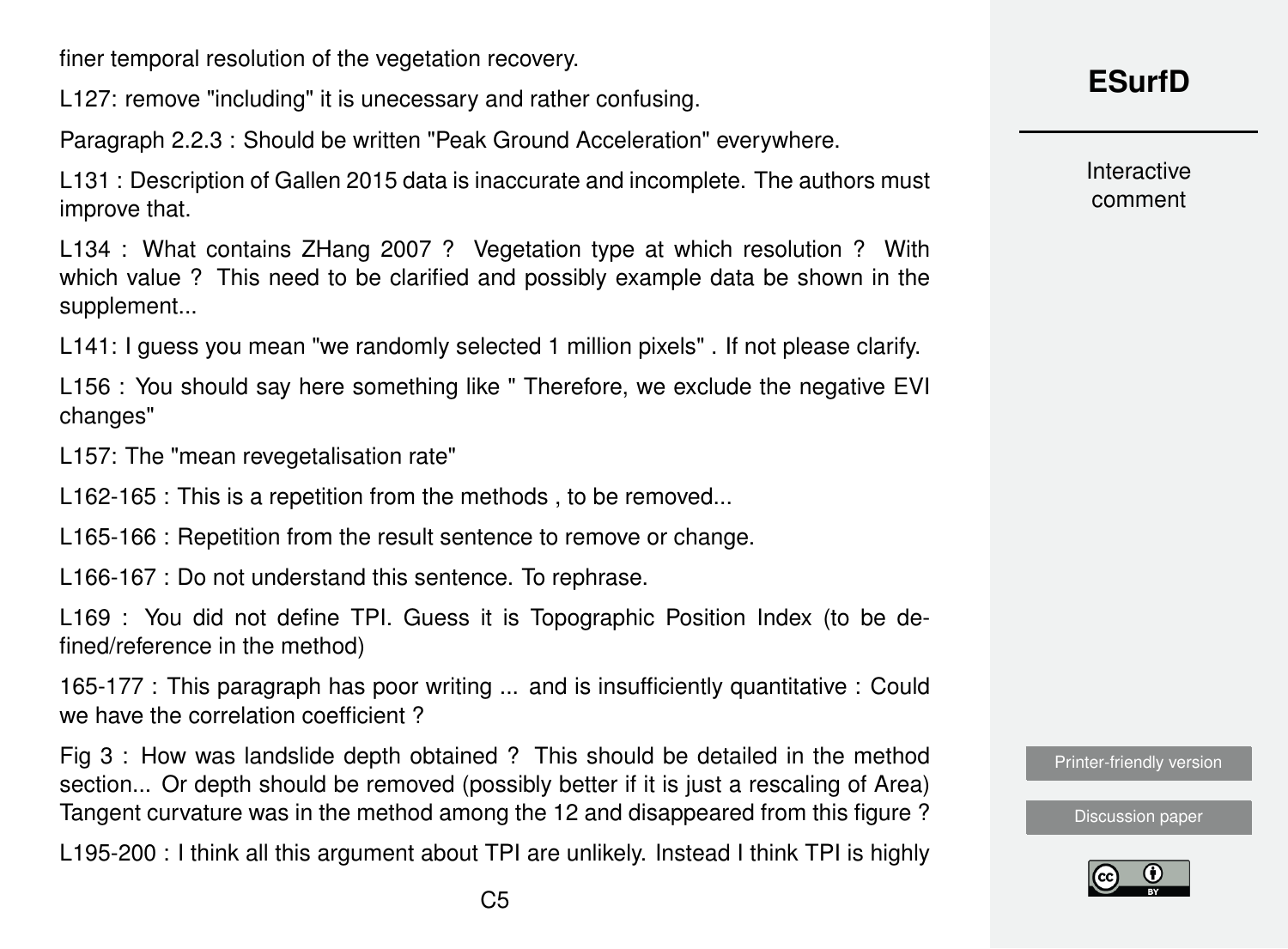finer temporal resolution of the vegetation recovery.

L127: remove "including" it is unecessary and rather confusing.

Paragraph 2.2.3 : Should be written "Peak Ground Acceleration" everywhere.

L131 : Description of Gallen 2015 data is inaccurate and incomplete. The authors must improve that.

L134 : What contains ZHang 2007 ? Vegetation type at which resolution ? With which value ? This need to be clarified and possibly example data be shown in the supplement...

L141: I guess you mean "we randomly selected 1 million pixels" . If not please clarify.

L156 : You should say here something like " Therefore, we exclude the negative EVI changes"

L157: The "mean revegetalisation rate"

L162-165 : This is a repetition from the methods , to be removed...

L165-166 : Repetition from the result sentence to remove or change.

L166-167 : Do not understand this sentence. To rephrase.

L169 : You did not define TPI. Guess it is Topographic Position Index (to be defined/reference in the method)

165-177 : This paragraph has poor writing ... and is insufficiently quantitative : Could we have the correlation coefficient ?

Fig 3 : How was landslide depth obtained ? This should be detailed in the method section... Or depth should be removed (possibly better if it is just a rescaling of Area) Tangent curvature was in the method among the 12 and disappeared from this figure ?

L195-200 : I think all this argument about TPI are unlikely. Instead I think TPI is highly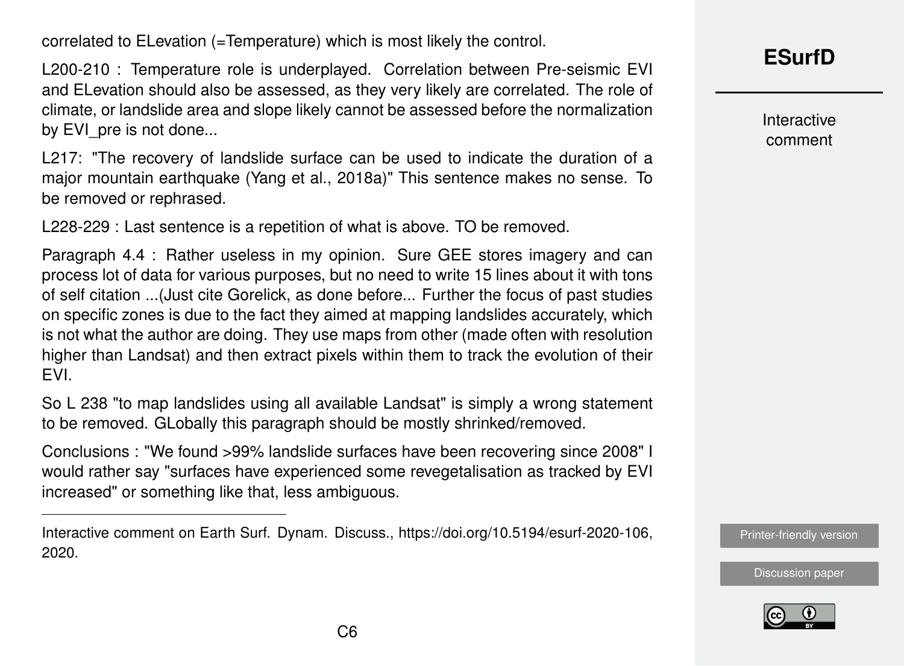correlated to ELevation (=Temperature) which is most likely the control.

L200-210 : Temperature role is underplayed. Correlation between Pre-seismic EVI and ELevation should also be assessed, as they very likely are correlated. The role of climate, or landslide area and slope likely cannot be assessed before the normalization by EVI_pre is not done...

L217: "The recovery of landslide surface can be used to indicate the duration of a major mountain earthquake (Yang et al., 2018a)" This sentence makes no sense. To be removed or rephrased.

L228-229 : Last sentence is a repetition of what is above. TO be removed.

Paragraph 4.4 : Rather useless in my opinion. Sure GEE stores imagery and can process lot of data for various purposes, but no need to write 15 lines about it with tons of self citation ...(Just cite Gorelick, as done before... Further the focus of past studies on specific zones is due to the fact they aimed at mapping landslides accurately, which is not what the author are doing. They use maps from other (made often with resolution higher than Landsat) and then extract pixels within them to track the evolution of their EVI.

So L 238 "to map landslides using all available Landsat" is simply a wrong statement to be removed. GLobally this paragraph should be mostly shrinked/removed.

Conclusions : "We found >99% landslide surfaces have been recovering since 2008" I would rather say "surfaces have experienced some revegetalisation as tracked by EVI increased" or something like that, less ambiguous.

---

Interactive comment on Earth Surf. Dynam. Discuss., https://doi.org/10.5194/esurf-2020-106, 2020.